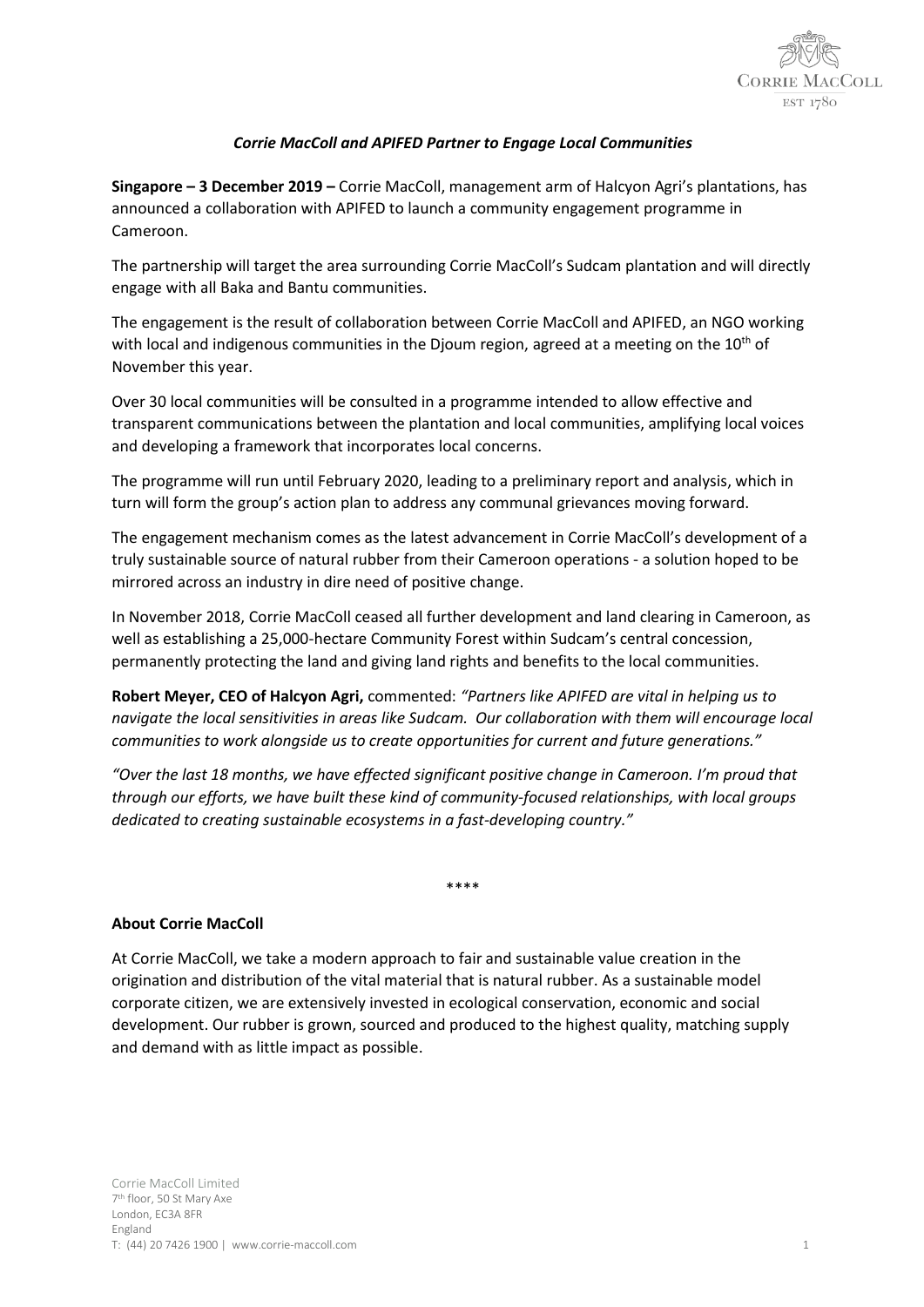## *Corrie MacColl and APIFED Partner to Engage Local Communities*

**Singapore – 3 December 2019 –** Corrie MacColl, management arm of Halcyon Agri's plantations, has announced a collaboration with APIFED to launch a community engagement programme in Cameroon.

The partnership will target the area surrounding Corrie MacColl's Sudcam plantation and will directly engage with all Baka and Bantu communities.

The engagement is the result of collaboration between Corrie MacColl and APIFED, an NGO working with local and indigenous communities in the Djoum region, agreed at a meeting on the 10th of November this year.

Over 30 local communities will be consulted in a programme intended to allow effective and transparent communications between the plantation and local communities, amplifying local voices and developing a framework that incorporates local concerns.

The programme will run until February 2020, leading to a preliminary report and analysis, which in turn will form the group's action plan to address any communal grievances moving forward.

The engagement mechanism comes as the latest advancement in Corrie MacColl's development of a truly sustainable source of natural rubber from their Cameroon operations - a solution hoped to be mirrored across an industry in dire need of positive change.

In November 2018, Corrie MacColl ceased all further development and land clearing in Cameroon, as well as establishing a 25,000-hectare Community Forest within Sudcam's central concession, permanently protecting the land and giving land rights and benefits to the local communities.

**Robert Meyer, CEO of Halcyon Agri,** commented: *"Partners like APIFED are vital in helping us to navigate the local sensitivities in areas like Sudcam. Our collaboration with them will encourage local communities to work alongside us to create opportunities for current and future generations."*

*"Over the last 18 months, we have effected significant positive change in Cameroon. I'm proud that through our efforts, we have built these kind of community-focused relationships, with local groups dedicated to creating sustainable ecosystems in a fast-developing country."*

\*\*\*\*

### About Corrie MacColl

At Corrie MacColl, we take a modern approach to fair and sustainable value creation in the origination and distribution of the vital material that is natural rubber. As a sustainable model corporate citizen, we are extensively invested in ecological conservation, economic and social development. Our rubber is grown, sourced and produced to the highest quality, matching supply and demand with as little impact as possible.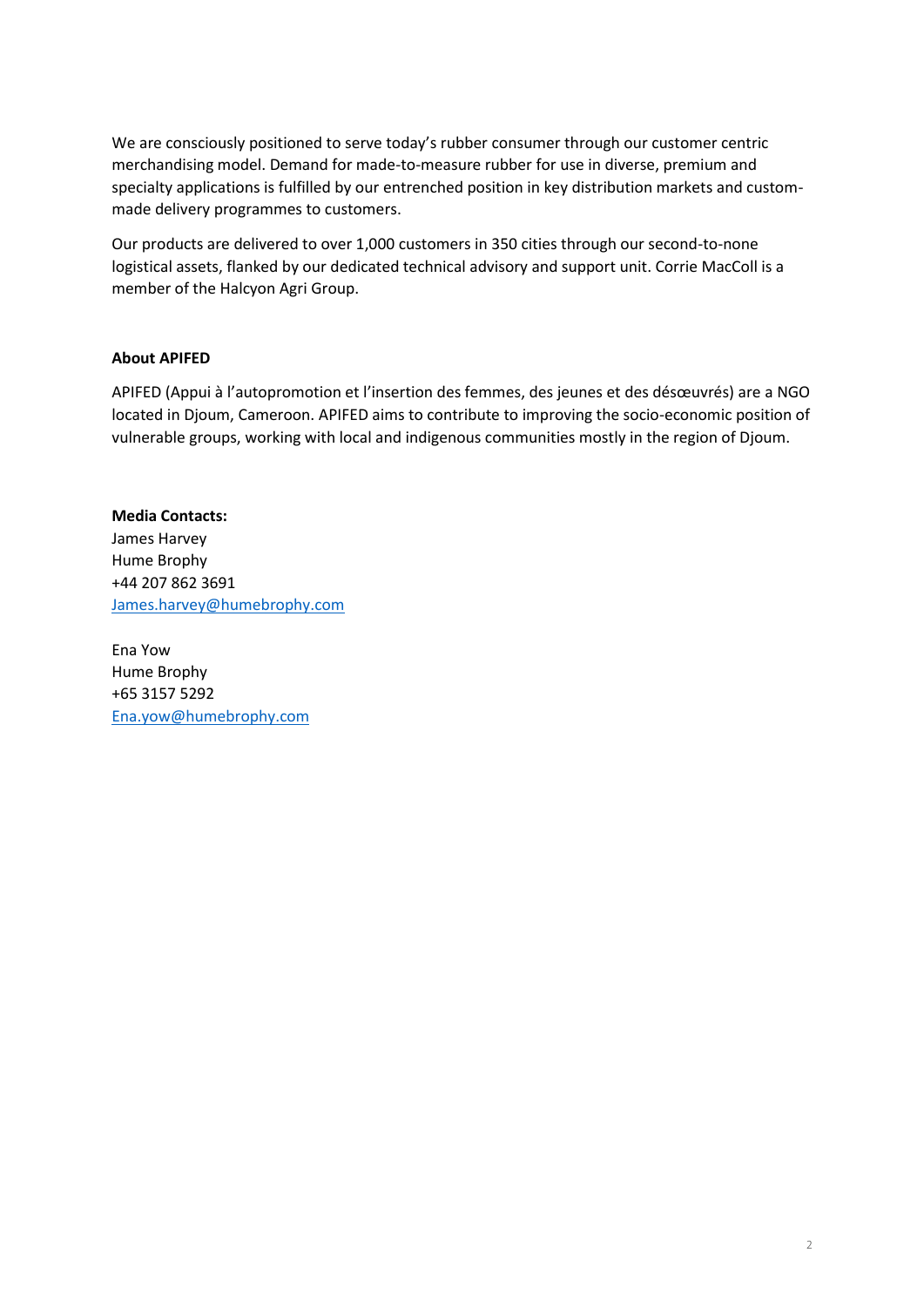We are consciously positioned to serve today's rubber consumer through our customer centric merchandising model. Demand for made-to-measure rubber for use in diverse, premium and specialty applications is fulfilled by our entrenched position in key distribution markets and custom-made delivery programmes to customers.

Our products are delivered to over 1,000 customers in 350 cities through our second-to-none logistical assets, flanked by our dedicated technical advisory and support unit. Corrie MacColl is a member of the Halcyon Agri Group.

**About APIFED**

APIFED (Appui à l'autopromotion et l'insertion des femmes, des jeunes et des désœuvrés) are a NGO located in Djoum, Cameroon. APIFED aims to contribute to improving the socio-economic position of vulnerable groups, working with local and indigenous communities mostly in the region of Djoum.

**Media Contacts:**
James Harvey
Hume Brophy
+44 207 862 3691
James.harvey@humebrophy.com

Ena Yow
Hume Brophy
+65 3157 5292
Ena.yow@humebrophy.com